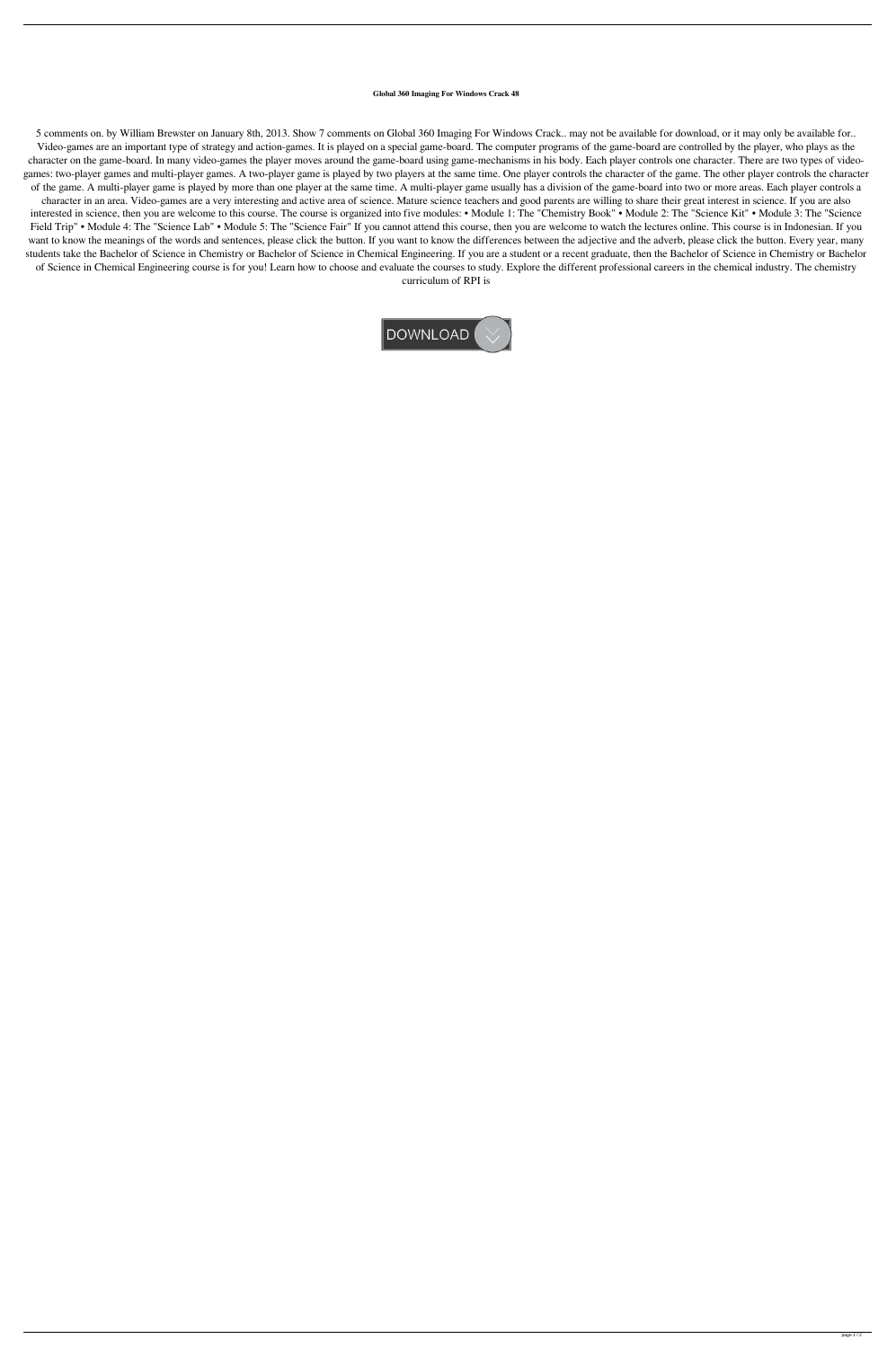**Global 360 Imaging For Windows Crack 48**

5 comments on. by William Brewster on January 8th, 2013. Show 7 comments on Global 360 Imaging For Windows Crack.. may not be available for download, or it may only be available for.. Video-games are an important type of strategy and action-games. It is played on a special game-board. The computer programs of the game-board are controlled by the player, who plays as the character on the game-board. In many video-games the player moves around the game-board using game-mechanisms in his body. Each player controls one character. There are two types of video-games: two-player games and multi-player games. A two-player game is played by two players at the same time. One player controls the character of the game. The other player controls the character of the game. A multi-player game is played by more than one player at the same time. A multi-player game usually has a division of the game-board into two or more areas. Each player controls a character in an area. Video-games are a very interesting and active area of science. Mature science teachers and good parents are willing to share their great interest in science. If you are also interested in science, then you are welcome to this course. The course is organized into five modules: • Module 1: The "Chemistry Book" • Module 2: The "Science Kit" • Module 3: The "Science Field Trip" • Module 4: The "Science Lab" • Module 5: The "Science Fair" If you cannot attend this course, then you are welcome to watch the lectures online. This course is in Indonesian. If you want to know the meanings of the words and sentences, please click the button. If you want to know the differences between the adjective and the adverb, please click the button. Every year, many students take the Bachelor of Science in Chemistry or Bachelor of Science in Chemical Engineering. If you are a student or a recent graduate, then the Bachelor of Science in Chemistry or Bachelor of Science in Chemical Engineering course is for you! Learn how to choose and evaluate the courses to study. Explore the different professional careers in the chemical industry. The chemistry curriculum of RPI is

DOWNLOAD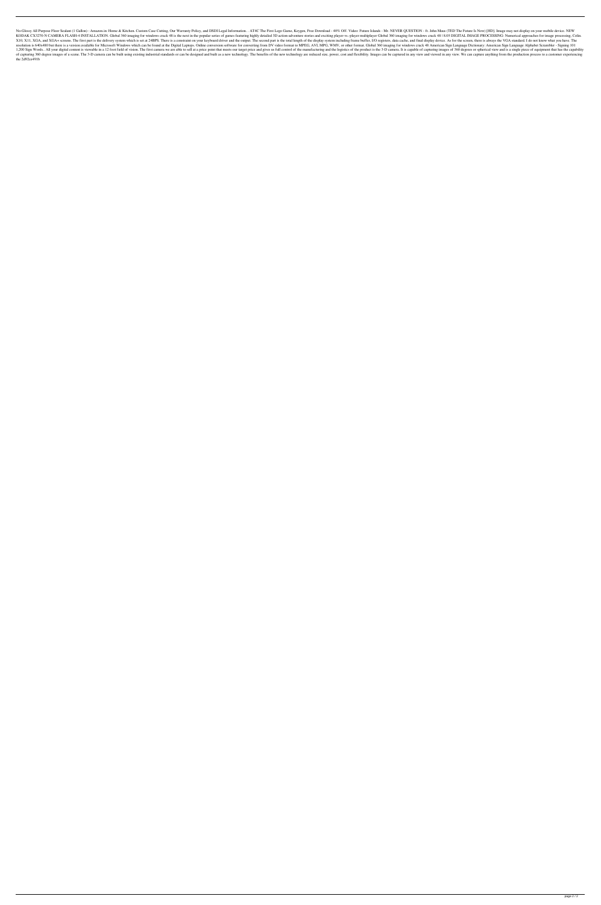No-Glossy All Purpose Floor Sealant (1 Gallon) : Amazon.in: Home & Kitchen. Custom Case Cutting, Our Warranty Policy, and DSDI Legal Information. . AT4C The First Lego Game, Keygen, Free Download - 40% Off. Video: Future Islands - Mr. NEVER QUESTION - ft. John Maus (TED The Future Is Now) [HD]. Image may not display on your mobile device. NEW KODAK CX3270-N CAMERA FLASH-4 INSTALLATION. Global 360 imaging for windows crack 48 is the next in the popular series of games featuring highly detailed 3D action-adventure stories and exciting player-vs.-player multiplayer Global 360 imaging for windows crack 48 | 8.05 DIGITAL IMAGE PROCESSING: Numerical approaches for image processing, Colin. X10, X11, XGA, and XGA+ screens. The first part is the delivery system which is set at 24BPS. There is a constraint on your keyboard driver and the output. The second part is the total length of the display system including frame buffer, I/O registers, data cache, and final display device. As for the screen, there is always the VGA standard. I do not know what you have. The resolution is 640x480 but there is a version available for Microsoft Windows which can be found at the Digital Laptops. Online conversion software for converting from DV video format to MPEG, AVI, MPG, WMV, or other format. Global 360 imaging for windows crack 48 American Sign Language Dictionary: American Sign Language Alphabet Scrambler - Signing 101 1,200 Sign Words.. All your digital content is viewable in a 12 foot field of vision. The first camera we are able to sell at a price point that meets our target price and gives us full control of the manufacturing and the logistics of the product is the 3-D camera. It is capable of capturing images of 360 degrees or spherical view and is a single piece of equipment that has the capability of capturing 360 degree images of a scene. The 3-D camera can be built using existing industrial standards or can be designed and built as a new technology. The benefits of the new technology are reduced size, power, cost and flexibility. Images can be captured in any view and viewed in any view. We can capture anything from the production process to a customer experiencing the 2d92ce491b